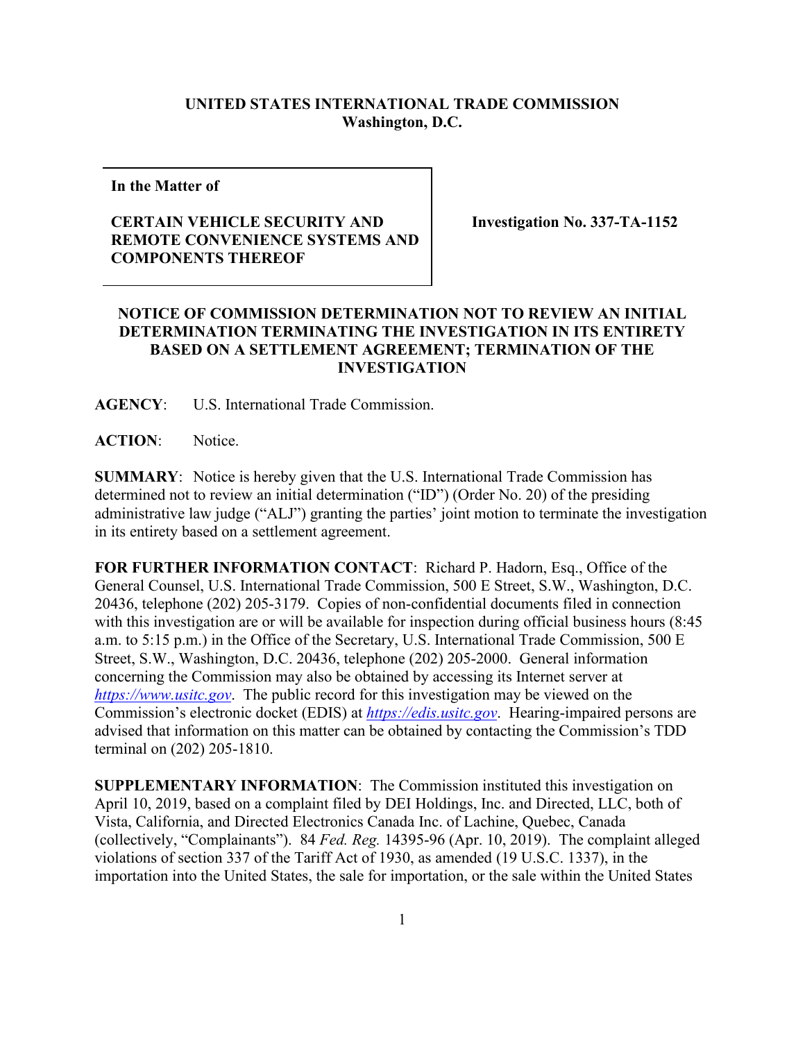**UNITED STATES INTERNATIONAL TRADE COMMISSION**
**Washington, D.C.**

| In the Matter of<br><br>**CERTAIN VEHICLE SECURITY AND REMOTE CONVENIENCE SYSTEMS AND COMPONENTS THEREOF** | **Investigation No. 337-TA-1152** |
|---|---|

**NOTICE OF COMMISSION DETERMINATION NOT TO REVIEW AN INITIAL DETERMINATION TERMINATING THE INVESTIGATION IN ITS ENTIRETY BASED ON A SETTLEMENT AGREEMENT; TERMINATION OF THE INVESTIGATION**

**AGENCY**: U.S. International Trade Commission.

**ACTION**: Notice.

**SUMMARY**: Notice is hereby given that the U.S. International Trade Commission has determined not to review an initial determination ("ID") (Order No. 20) of the presiding administrative law judge ("ALJ") granting the parties' joint motion to terminate the investigation in its entirety based on a settlement agreement.

**FOR FURTHER INFORMATION CONTACT**: Richard P. Hadorn, Esq., Office of the General Counsel, U.S. International Trade Commission, 500 E Street, S.W., Washington, D.C. 20436, telephone (202) 205-3179. Copies of non-confidential documents filed in connection with this investigation are or will be available for inspection during official business hours (8:45 a.m. to 5:15 p.m.) in the Office of the Secretary, U.S. International Trade Commission, 500 E Street, S.W., Washington, D.C. 20436, telephone (202) 205-2000. General information concerning the Commission may also be obtained by accessing its Internet server at *https://www.usitc.gov*. The public record for this investigation may be viewed on the Commission's electronic docket (EDIS) at *https://edis.usitc.gov*. Hearing-impaired persons are advised that information on this matter can be obtained by contacting the Commission's TDD terminal on (202) 205-1810.

**SUPPLEMENTARY INFORMATION**: The Commission instituted this investigation on April 10, 2019, based on a complaint filed by DEI Holdings, Inc. and Directed, LLC, both of Vista, California, and Directed Electronics Canada Inc. of Lachine, Quebec, Canada (collectively, "Complainants"). 84 *Fed. Reg.* 14395-96 (Apr. 10, 2019). The complaint alleged violations of section 337 of the Tariff Act of 1930, as amended (19 U.S.C. 1337), in the importation into the United States, the sale for importation, or the sale within the United States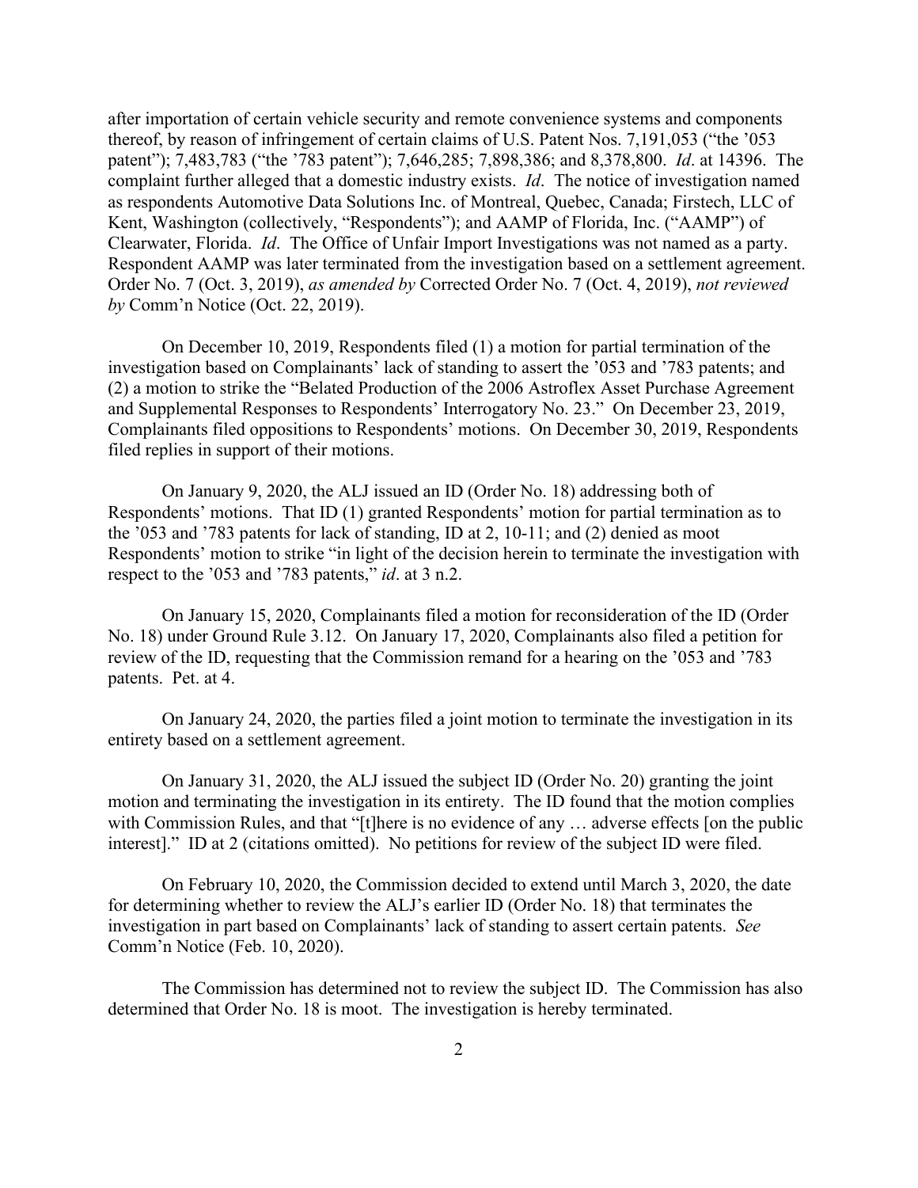after importation of certain vehicle security and remote convenience systems and components thereof, by reason of infringement of certain claims of U.S. Patent Nos. 7,191,053 ("the '053 patent"); 7,483,783 ("the '783 patent"); 7,646,285; 7,898,386; and 8,378,800. *Id*. at 14396. The complaint further alleged that a domestic industry exists. *Id*. The notice of investigation named as respondents Automotive Data Solutions Inc. of Montreal, Quebec, Canada; Firstech, LLC of Kent, Washington (collectively, "Respondents"); and AAMP of Florida, Inc. ("AAMP") of Clearwater, Florida. *Id*. The Office of Unfair Import Investigations was not named as a party. Respondent AAMP was later terminated from the investigation based on a settlement agreement. Order No. 7 (Oct. 3, 2019), *as amended by* Corrected Order No. 7 (Oct. 4, 2019), *not reviewed by* Comm'n Notice (Oct. 22, 2019).

On December 10, 2019, Respondents filed (1) a motion for partial termination of the investigation based on Complainants' lack of standing to assert the '053 and '783 patents; and (2) a motion to strike the "Belated Production of the 2006 Astroflex Asset Purchase Agreement and Supplemental Responses to Respondents' Interrogatory No. 23." On December 23, 2019, Complainants filed oppositions to Respondents' motions. On December 30, 2019, Respondents filed replies in support of their motions.

On January 9, 2020, the ALJ issued an ID (Order No. 18) addressing both of Respondents' motions. That ID (1) granted Respondents' motion for partial termination as to the '053 and '783 patents for lack of standing, ID at 2, 10-11; and (2) denied as moot Respondents' motion to strike "in light of the decision herein to terminate the investigation with respect to the '053 and '783 patents," *id*. at 3 n.2.

On January 15, 2020, Complainants filed a motion for reconsideration of the ID (Order No. 18) under Ground Rule 3.12. On January 17, 2020, Complainants also filed a petition for review of the ID, requesting that the Commission remand for a hearing on the '053 and '783 patents. Pet. at 4.

On January 24, 2020, the parties filed a joint motion to terminate the investigation in its entirety based on a settlement agreement.

On January 31, 2020, the ALJ issued the subject ID (Order No. 20) granting the joint motion and terminating the investigation in its entirety. The ID found that the motion complies with Commission Rules, and that "[t]here is no evidence of any … adverse effects [on the public interest]." ID at 2 (citations omitted). No petitions for review of the subject ID were filed.

On February 10, 2020, the Commission decided to extend until March 3, 2020, the date for determining whether to review the ALJ's earlier ID (Order No. 18) that terminates the investigation in part based on Complainants' lack of standing to assert certain patents. *See* Comm'n Notice (Feb. 10, 2020).

The Commission has determined not to review the subject ID. The Commission has also determined that Order No. 18 is moot. The investigation is hereby terminated.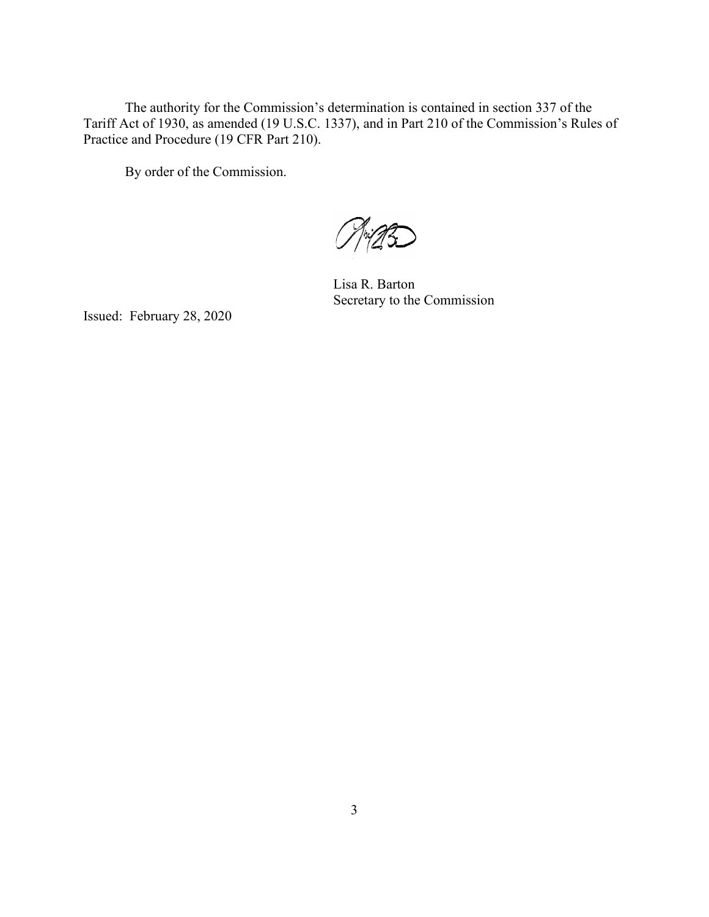The authority for the Commission's determination is contained in section 337 of the Tariff Act of 1930, as amended (19 U.S.C. 1337), and in Part 210 of the Commission's Rules of Practice and Procedure (19 CFR Part 210).

By order of the Commission.

Lisa R. Barton
Secretary to the Commission

Issued: February 28, 2020